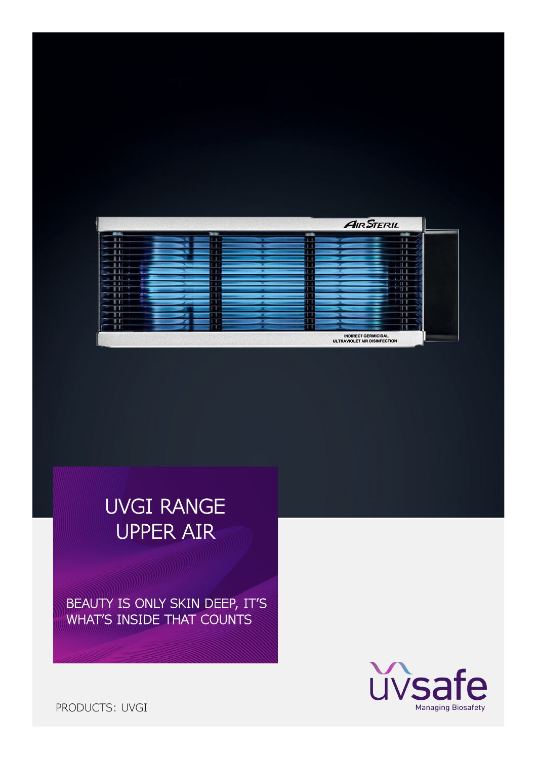# UVGI RANGE UPPER AIR

BEAUTY IS ONLY SKIN DEEP, IT'S WHAT'S INSIDE THAT COUNTS

uvsafe
Managing Biosafety

PRODUCTS: UVGI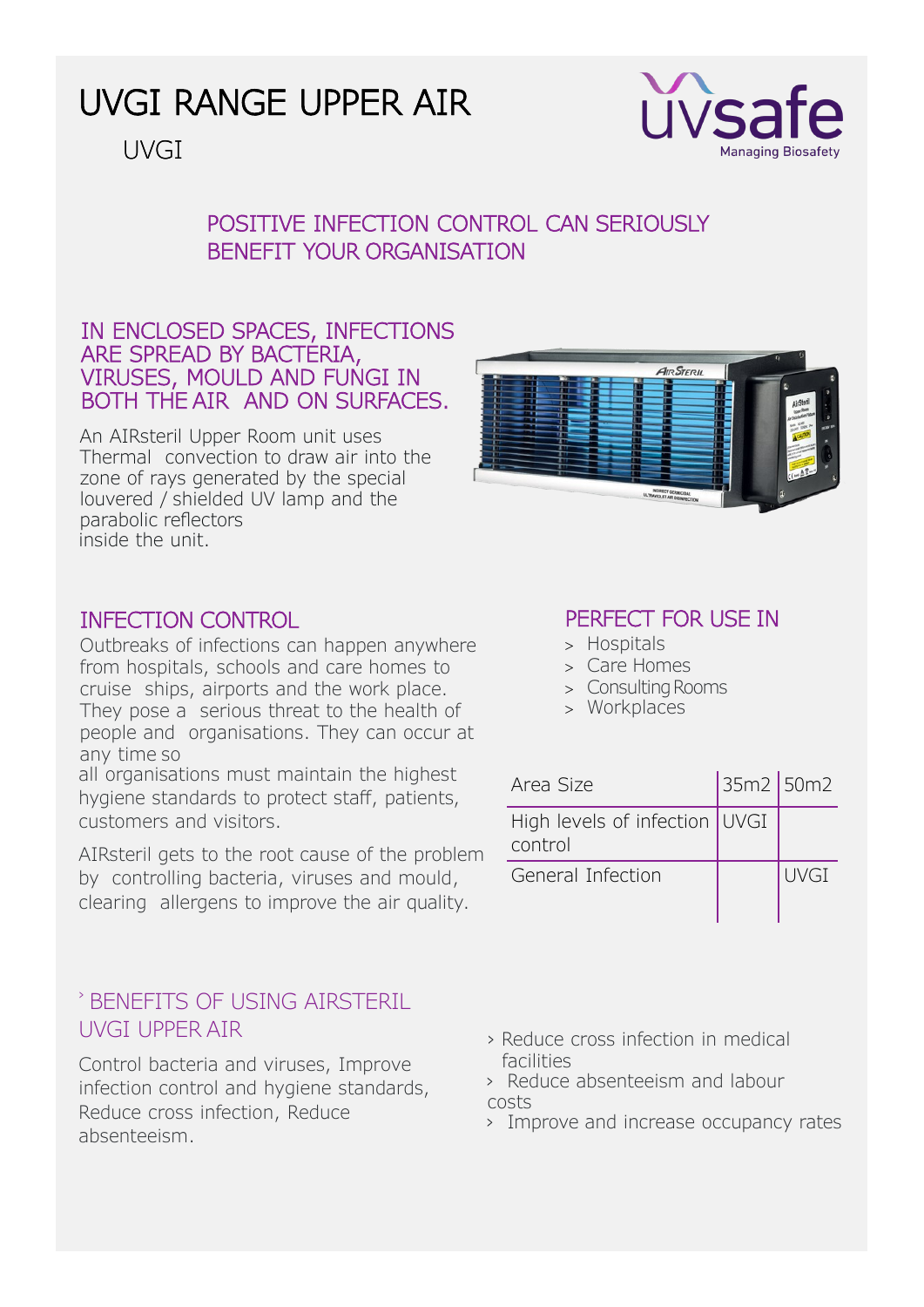# UVGI RANGE UPPER AIR

UVGI

## POSITIVE INFECTION CONTROL CAN SERIOUSLY BENEFIT YOUR ORGANISATION

### IN ENCLOSED SPACES, INFECTIONS ARE SPREAD BY BACTERIA, VIRUSES, MOULD AND FUNGI IN BOTH THE AIR AND ON SURFACES.

An AIRsteril Upper Room unit uses Thermal convection to draw air into the zone of rays generated by the special louvered / shielded UV lamp and the parabolic reflectors inside the unit.

### INFECTION CONTROL

Outbreaks of infections can happen anywhere from hospitals, schools and care homes to cruise ships, airports and the work place. They pose a serious threat to the health of people and organisations. They can occur at any time so all organisations must maintain the highest hygiene standards to protect staff, patients, customers and visitors.

AIRsteril gets to the root cause of the problem by controlling bacteria, viruses and mould, clearing allergens to improve the air quality.

### PERFECT FOR USE IN

- Hospitals
- Care Homes
- Consulting Rooms
- Workplaces

| Area Size | 35m2 | 50m2 |
|---|---|---|
| High levels of infection control | UVGI | |
| General Infection | | UVGI |

### BENEFITS OF USING AIRSTERIL UVGI UPPER AIR

Control bacteria and viruses, Improve infection control and hygiene standards, Reduce cross infection, Reduce absenteeism.

- Reduce cross infection in medical facilities
- Reduce absenteeism and labour costs
- Improve and increase occupancy rates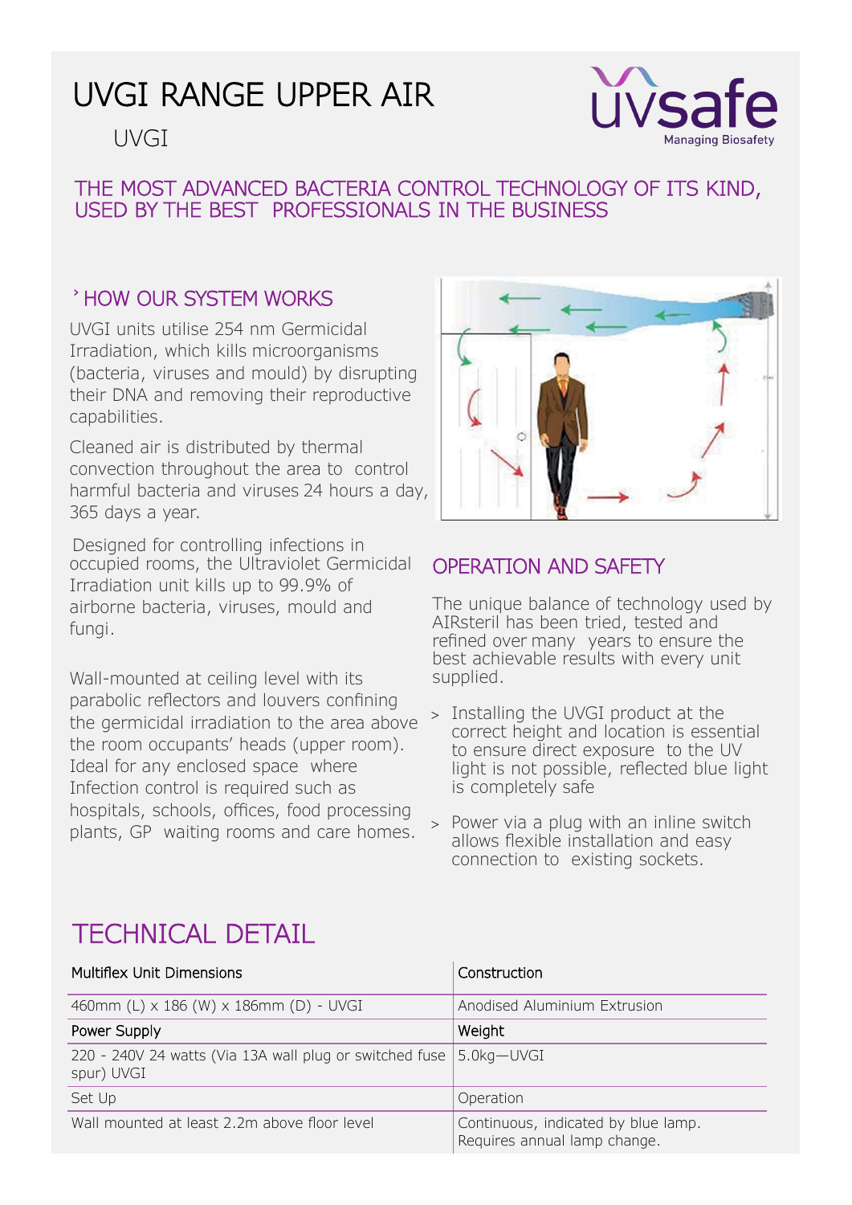# UVGI RANGE UPPER AIR

UVGI

uvsafe
Managing Biosafety

## THE MOST ADVANCED BACTERIA CONTROL TECHNOLOGY OF ITS KIND, USED BY THE BEST PROFESSIONALS IN THE BUSINESS

### HOW OUR SYSTEM WORKS

UVGI units utilise 254 nm Germicidal Irradiation, which kills microorganisms (bacteria, viruses and mould) by disrupting their DNA and removing their reproductive capabilities.

Cleaned air is distributed by thermal convection throughout the area to control harmful bacteria and viruses 24 hours a day, 365 days a year.

Designed for controlling infections in occupied rooms, the Ultraviolet Germicidal Irradiation unit kills up to 99.9% of airborne bacteria, viruses, mould and fungi.

Wall-mounted at ceiling level with its parabolic reflectors and louvers confining the germicidal irradiation to the area above the room occupants' heads (upper room). Ideal for any enclosed space where Infection control is required such as hospitals, schools, offices, food processing plants, GP waiting rooms and care homes.

### OPERATION AND SAFETY

The unique balance of technology used by AIRsteril has been tried, tested and refined over many years to ensure the best achievable results with every unit supplied.

- Installing the UVGI product at the correct height and location is essential to ensure direct exposure to the UV light is not possible, reflected blue light is completely safe
- Power via a plug with an inline switch allows flexible installation and easy connection to existing sockets.

## TECHNICAL DETAIL

| Multiflex Unit Dimensions | Construction |
| --- | --- |
| 460mm (L) x 186 (W) x 186mm (D) - UVGI | Anodised Aluminium Extrusion |
| **Power Supply** | **Weight** |
| 220 - 240V 24 watts (Via 13A wall plug or switched fuse spur) UVGI | 5.0kg—UVGI |
| Set Up | Operation |
| Wall mounted at least 2.2m above floor level | Continuous, indicated by blue lamp. Requires annual lamp change. |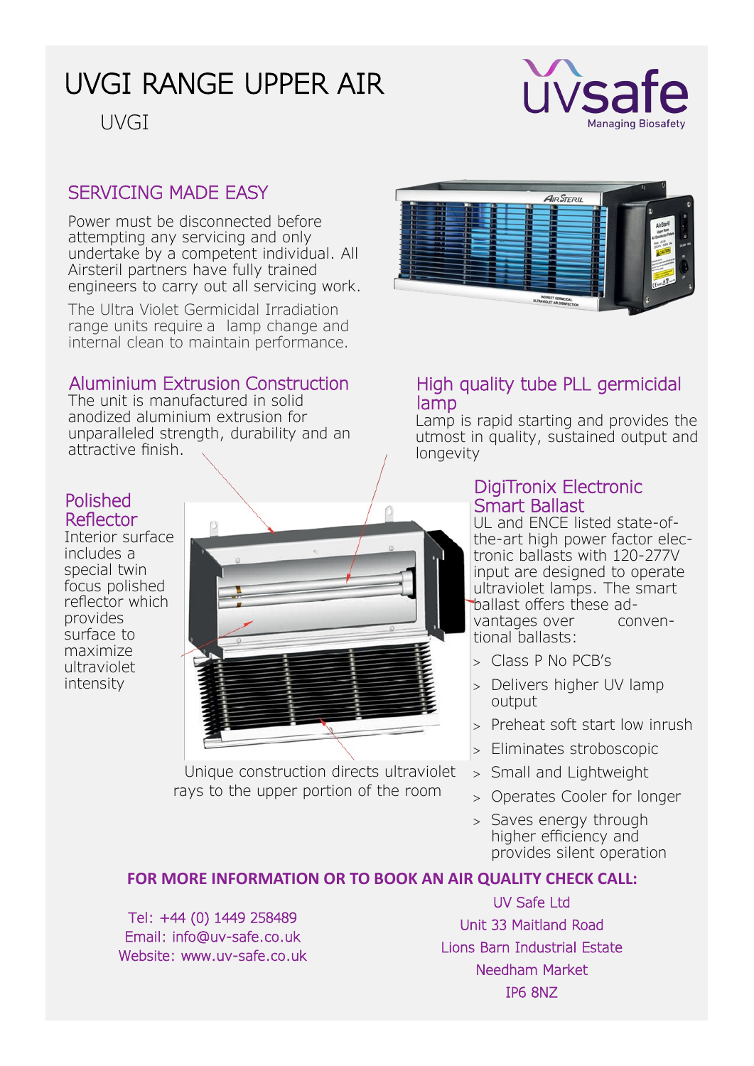# UVGI RANGE UPPER AIR

UVGI

uvsafe
Managing Biosafety

## SERVICING MADE EASY

Power must be disconnected before attempting any servicing and only undertake by a competent individual. All Airsteril partners have fully trained engineers to carry out all servicing work.

The Ultra Violet Germicidal Irradiation range units require a lamp change and internal clean to maintain performance.

## Aluminium Extrusion Construction

The unit is manufactured in solid anodized aluminium extrusion for unparalleled strength, durability and an attractive finish.

## High quality tube PLL germicidal lamp

Lamp is rapid starting and provides the utmost in quality, sustained output and longevity

## Polished Reflector

Interior surface includes a special twin focus polished reflector which provides surface to maximize ultraviolet intensity

## DigiTronix Electronic Smart Ballast

UL and ENCE listed state-of-the-art high power factor electronic ballasts with 120-277V input are designed to operate ultraviolet lamps. The smart ballast offers these advantages over conventional ballasts:

- Class P No PCB's
- Delivers higher UV lamp output
- Preheat soft start low inrush
- Eliminates stroboscopic
- Small and Lightweight
- Operates Cooler for longer
- Saves energy through higher efficiency and provides silent operation

Unique construction directs ultraviolet rays to the upper portion of the room

**FOR MORE INFORMATION OR TO BOOK AN AIR QUALITY CHECK CALL:**

Tel: +44 (0) 1449 258489
Email: info@uv-safe.co.uk
Website: www.uv-safe.co.uk

UV Safe Ltd
Unit 33 Maitland Road
Lions Barn Industrial Estate
Needham Market
IP6 8NZ